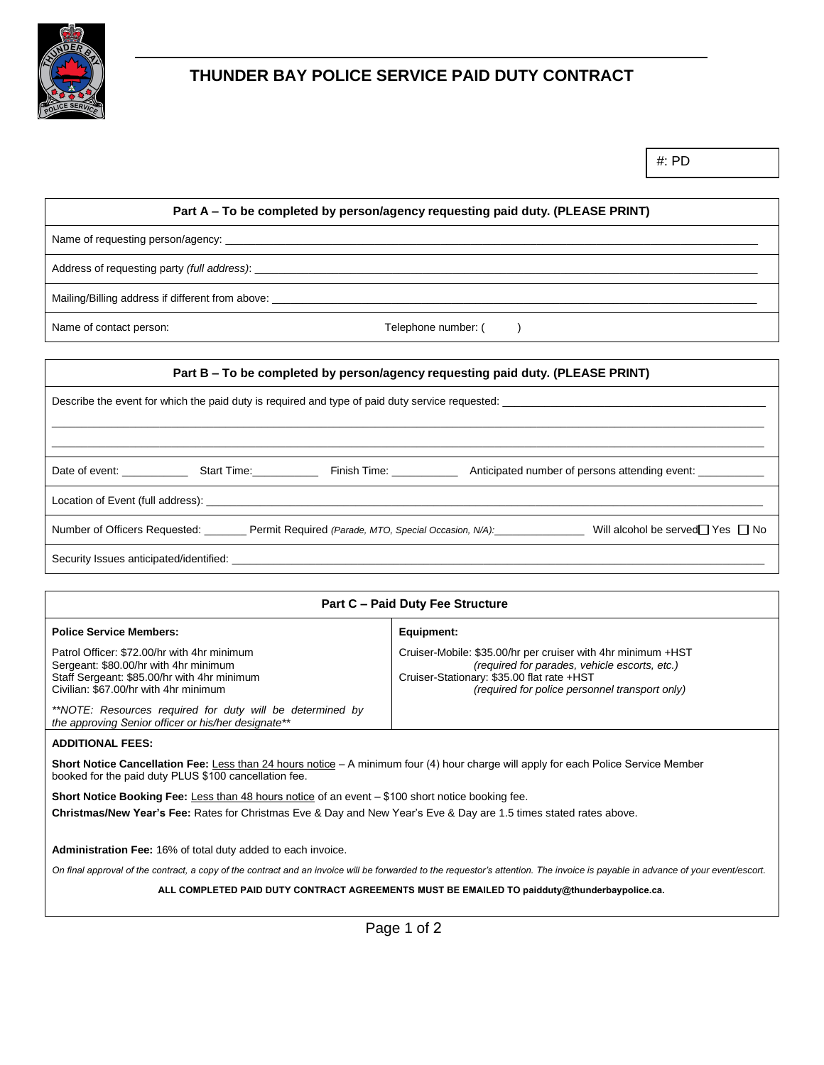# THUNDER BAY POLICE SERVICE PAID DUTY CONTRACT

#: PD

## Part A – To be completed by person/agency requesting paid duty. (PLEASE PRINT)

Name of requesting person/agency: ______________________________

Address of requesting party *(full address)*: ______________________________

Mailing/Billing address if different from above: ______________________________

Name of contact person: Telephone number: ( )

## Part B – To be completed by person/agency requesting paid duty. (PLEASE PRINT)

Describe the event for which the paid duty is required and type of paid duty service requested: ______________________________

______________________________

______________________________

Date of event: ___________ Start Time:___________ Finish Time: ___________ Anticipated number of persons attending event: ___________

Location of Event (full address): ______________________________

Number of Officers Requested: _______ Permit Required *(Parade, MTO, Special Occasion, N/A)*:_______________ Will alcohol be served☐ Yes ☐ No

Security Issues anticipated/identified: ______________________________

## Part C – Paid Duty Fee Structure

| Police Service Members: | Equipment: |
|---|---|
| Patrol Officer: $72.00/hr with 4hr minimum<br>Sergeant: $80.00/hr with 4hr minimum<br>Staff Sergeant: $85.00/hr with 4hr minimum<br>Civilian: $67.00/hr with 4hr minimum<br><br>*\*\*NOTE: Resources required for duty will be determined by the approving Senior officer or his/her designate\*\** | Cruiser-Mobile: $35.00/hr per cruiser with 4hr minimum +HST<br>*(required for parades, vehicle escorts, etc.)*<br>Cruiser-Stationary: $35.00 flat rate +HST<br>*(required for police personnel transport only)* |

**ADDITIONAL FEES:**

**Short Notice Cancellation Fee:** Less than 24 hours notice – A minimum four (4) hour charge will apply for each Police Service Member booked for the paid duty PLUS $100 cancellation fee.

**Short Notice Booking Fee:** Less than 48 hours notice of an event – $100 short notice booking fee.

**Christmas/New Year's Fee:** Rates for Christmas Eve & Day and New Year's Eve & Day are 1.5 times stated rates above.

**Administration Fee:** 16% of total duty added to each invoice.

*On final approval of the contract, a copy of the contract and an invoice will be forwarded to the requestor's attention. The invoice is payable in advance of your event/escort.*

**ALL COMPLETED PAID DUTY CONTRACT AGREEMENTS MUST BE EMAILED TO paidduty@thunderbaypolice.ca.**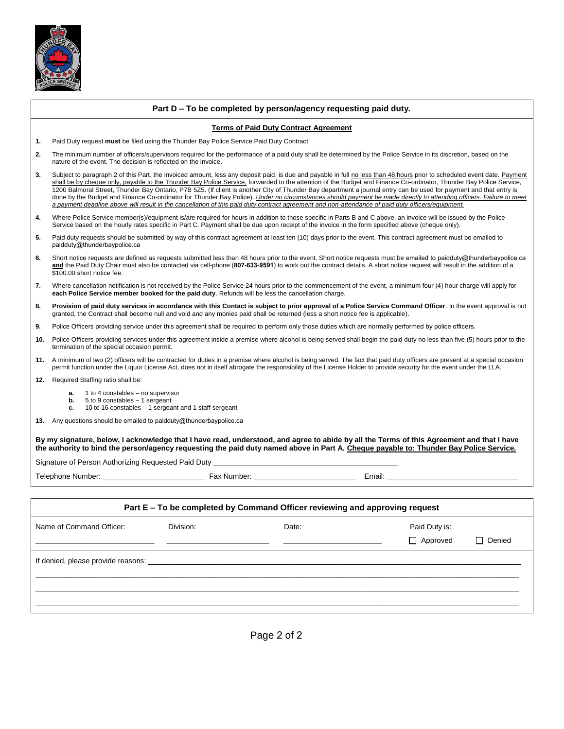## Part D – To be completed by person/agency requesting paid duty.

### Terms of Paid Duty Contract Agreement

1. Paid Duty request **must** be filed using the Thunder Bay Police Service Paid Duty Contract.
2. The minimum number of officers/supervisors required for the performance of a paid duty shall be determined by the Police Service in its discretion, based on the nature of the event. The decision is reflected on the invoice.
3. Subject to paragraph 2 of this Part, the invoiced amount, less any deposit paid, is due and payable in full no less than 48 hours prior to scheduled event date. Payment shall be by cheque only, payable to the Thunder Bay Police Service, forwarded to the attention of the Budget and Finance Co-ordinator, Thunder Bay Police Service, 1200 Balmoral Street, Thunder Bay Ontario, P7B 5Z5. (If client is another City of Thunder Bay department a journal entry can be used for payment and that entry is done by the Budget and Finance Co-ordinator for Thunder Bay Police). *Under no circumstances should payment be made directly to attending officers. Failure to meet a payment deadline above will result in the cancellation of this paid duty contract agreement and non-attendance of paid duty officers/equipment.*
4. Where Police Service member(s)/equipment is/are required for hours in addition to those specific in Parts B and C above, an invoice will be issued by the Police Service based on the hourly rates specific in Part C. Payment shall be due upon receipt of the invoice in the form specified above (cheque only).
5. Paid duty requests should be submitted by way of this contract agreement at least ten (10) days prior to the event. This contract agreement must be emailed to paidduty@thunderbaypolice.ca
6. Short notice requests are defined as requests submitted less than 48 hours prior to the event. Short notice requests must be emailed to paidduty@thunderbaypolice.ca **and** the Paid Duty Chair must also be contacted via cell-phone (**807-633-9591**) to work out the contract details. A short notice request will result in the addition of a $100.00 short notice fee.
7. Where cancellation notification is not received by the Police Service 24 hours prior to the commencement of the event, a minimum four (4) hour charge will apply for **each Police Service member booked for the paid duty**. Refunds will be less the cancellation charge.
8. **Provision of paid duty services in accordance with this Contact is subject to prior approval of a Police Service Command Officer**. In the event approval is not granted, the Contract shall become null and void and any monies paid shall be returned (less a short notice fee is applicable).
9. Police Officers providing service under this agreement shall be required to perform only those duties which are normally performed by police officers.
10. Police Officers providing services under this agreement inside a premise where alcohol is being served shall begin the paid duty no less than five (5) hours prior to the termination of the special occasion permit.
11. A minimum of two (2) officers will be contracted for duties in a premise where alcohol is being served. The fact that paid duty officers are present at a special occasion permit function under the Liquor License Act, does not in itself abrogate the responsibility of the License Holder to provide security for the event under the LLA.
12. Required Staffing ratio shall be:
    - **a.** 1 to 4 constables – no supervisor
    - **b.** 5 to 9 constables – 1 sergeant
    - **c.** 10 to 16 constables – 1 sergeant and 1 staff sergeant
13. Any questions should be emailed to paidduty@thunderbaypolice.ca

**By my signature, below, I acknowledge that I have read, understood, and agree to abide by all the Terms of this Agreement and that I have the authority to bind the person/agency requesting the paid duty named above in Part A. Cheque payable to: Thunder Bay Police Service.**

Signature of Person Authorizing Requested Paid Duty ____________________________________________

Telephone Number: ________________________ Fax Number: ________________________ Email: ______________________________

## Part E – To be completed by Command Officer reviewing and approving request

| Name of Command Officer: | Division: | Date: | Paid Duty is: |
|---|---|---|---|
| ____________________ | ____________________ | ____________________ | ☐ Approved ☐ Denied |

If denied, please provide reasons: ______________________________________________________________

______________________________________________________________

______________________________________________________________

______________________________________________________________